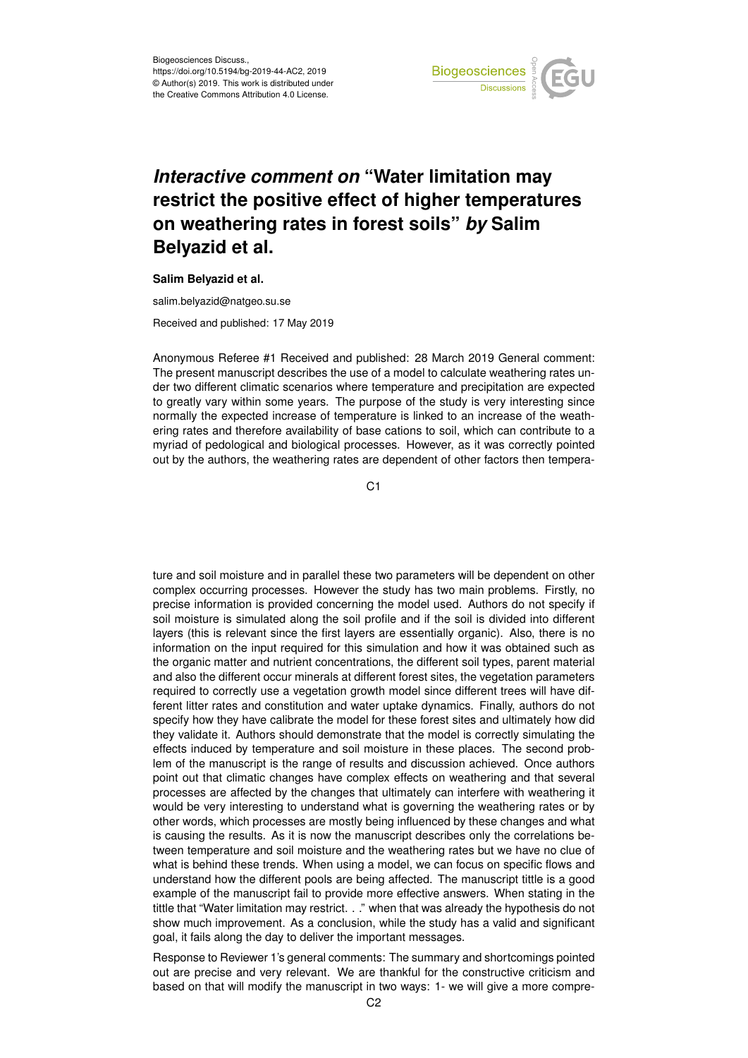Biogeosciences Discuss.,
https://doi.org/10.5194/bg-2019-44-AC2, 2019
© Author(s) 2019. This work is distributed under
the Creative Commons Attribution 4.0 License.

# *Interactive comment on* "Water limitation may restrict the positive effect of higher temperatures on weathering rates in forest soils" *by* Salim Belyazid et al.

**Salim Belyazid et al.**

salim.belyazid@natgeo.su.se

Received and published: 17 May 2019

Anonymous Referee #1 Received and published: 28 March 2019 General comment: The present manuscript describes the use of a model to calculate weathering rates under two different climatic scenarios where temperature and precipitation are expected to greatly vary within some years. The purpose of the study is very interesting since normally the expected increase of temperature is linked to an increase of the weathering rates and therefore availability of base cations to soil, which can contribute to a myriad of pedological and biological processes. However, as it was correctly pointed out by the authors, the weathering rates are dependent of other factors then temperature and soil moisture and in parallel these two parameters will be dependent on other complex occurring processes. However the study has two main problems. Firstly, no precise information is provided concerning the model used. Authors do not specify if soil moisture is simulated along the soil profile and if the soil is divided into different layers (this is relevant since the first layers are essentially organic). Also, there is no information on the input required for this simulation and how it was obtained such as the organic matter and nutrient concentrations, the different soil types, parent material and also the different occur minerals at different forest sites, the vegetation parameters required to correctly use a vegetation growth model since different trees will have different litter rates and constitution and water uptake dynamics. Finally, authors do not specify how they have calibrate the model for these forest sites and ultimately how did they validate it. Authors should demonstrate that the model is correctly simulating the effects induced by temperature and soil moisture in these places. The second problem of the manuscript is the range of results and discussion achieved. Once authors point out that climatic changes have complex effects on weathering and that several processes are affected by the changes that ultimately can interfere with weathering it would be very interesting to understand what is governing the weathering rates or by other words, which processes are mostly being influenced by these changes and what is causing the results. As it is now the manuscript describes only the correlations between temperature and soil moisture and the weathering rates but we have no clue of what is behind these trends. When using a model, we can focus on specific flows and understand how the different pools are being affected. The manuscript tittle is a good example of the manuscript fail to provide more effective answers. When stating in the tittle that "Water limitation may restrict. . ." when that was already the hypothesis do not show much improvement. As a conclusion, while the study has a valid and significant goal, it fails along the day to deliver the important messages.

Response to Reviewer 1's general comments: The summary and shortcomings pointed out are precise and very relevant. We are thankful for the constructive criticism and based on that will modify the manuscript in two ways: 1- we will give a more compre-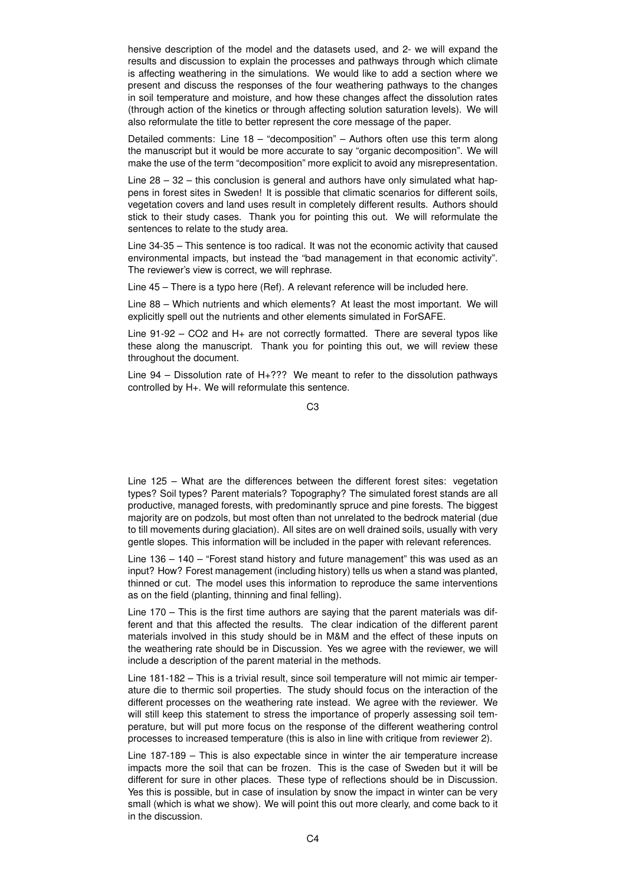hensive description of the model and the datasets used, and 2- we will expand the results and discussion to explain the processes and pathways through which climate is affecting weathering in the simulations. We would like to add a section where we present and discuss the responses of the four weathering pathways to the changes in soil temperature and moisture, and how these changes affect the dissolution rates (through action of the kinetics or through affecting solution saturation levels). We will also reformulate the title to better represent the core message of the paper.

Detailed comments: Line 18 – "decomposition" – Authors often use this term along the manuscript but it would be more accurate to say "organic decomposition". We will make the use of the term "decomposition" more explicit to avoid any misrepresentation.

Line 28 – 32 – this conclusion is general and authors have only simulated what happens in forest sites in Sweden! It is possible that climatic scenarios for different soils, vegetation covers and land uses result in completely different results. Authors should stick to their study cases. Thank you for pointing this out. We will reformulate the sentences to relate to the study area.

Line 34-35 – This sentence is too radical. It was not the economic activity that caused environmental impacts, but instead the "bad management in that economic activity". The reviewer's view is correct, we will rephrase.

Line 45 – There is a typo here (Ref). A relevant reference will be included here.

Line 88 – Which nutrients and which elements? At least the most important. We will explicitly spell out the nutrients and other elements simulated in ForSAFE.

Line 91-92 – CO2 and H+ are not correctly formatted. There are several typos like these along the manuscript. Thank you for pointing this out, we will review these throughout the document.

Line 94 – Dissolution rate of H+??? We meant to refer to the dissolution pathways controlled by H+. We will reformulate this sentence.

Line 125 – What are the differences between the different forest sites: vegetation types? Soil types? Parent materials? Topography? The simulated forest stands are all productive, managed forests, with predominantly spruce and pine forests. The biggest majority are on podzols, but most often than not unrelated to the bedrock material (due to till movements during glaciation). All sites are on well drained soils, usually with very gentle slopes. This information will be included in the paper with relevant references.

Line 136 – 140 – "Forest stand history and future management" this was used as an input? How? Forest management (including history) tells us when a stand was planted, thinned or cut. The model uses this information to reproduce the same interventions as on the field (planting, thinning and final felling).

Line 170 – This is the first time authors are saying that the parent materials was different and that this affected the results. The clear indication of the different parent materials involved in this study should be in M&M and the effect of these inputs on the weathering rate should be in Discussion. Yes we agree with the reviewer, we will include a description of the parent material in the methods.

Line 181-182 – This is a trivial result, since soil temperature will not mimic air temperature die to thermic soil properties. The study should focus on the interaction of the different processes on the weathering rate instead. We agree with the reviewer. We will still keep this statement to stress the importance of properly assessing soil temperature, but will put more focus on the response of the different weathering control processes to increased temperature (this is also in line with critique from reviewer 2).

Line 187-189 – This is also expectable since in winter the air temperature increase impacts more the soil that can be frozen. This is the case of Sweden but it will be different for sure in other places. These type of reflections should be in Discussion. Yes this is possible, but in case of insulation by snow the impact in winter can be very small (which is what we show). We will point this out more clearly, and come back to it in the discussion.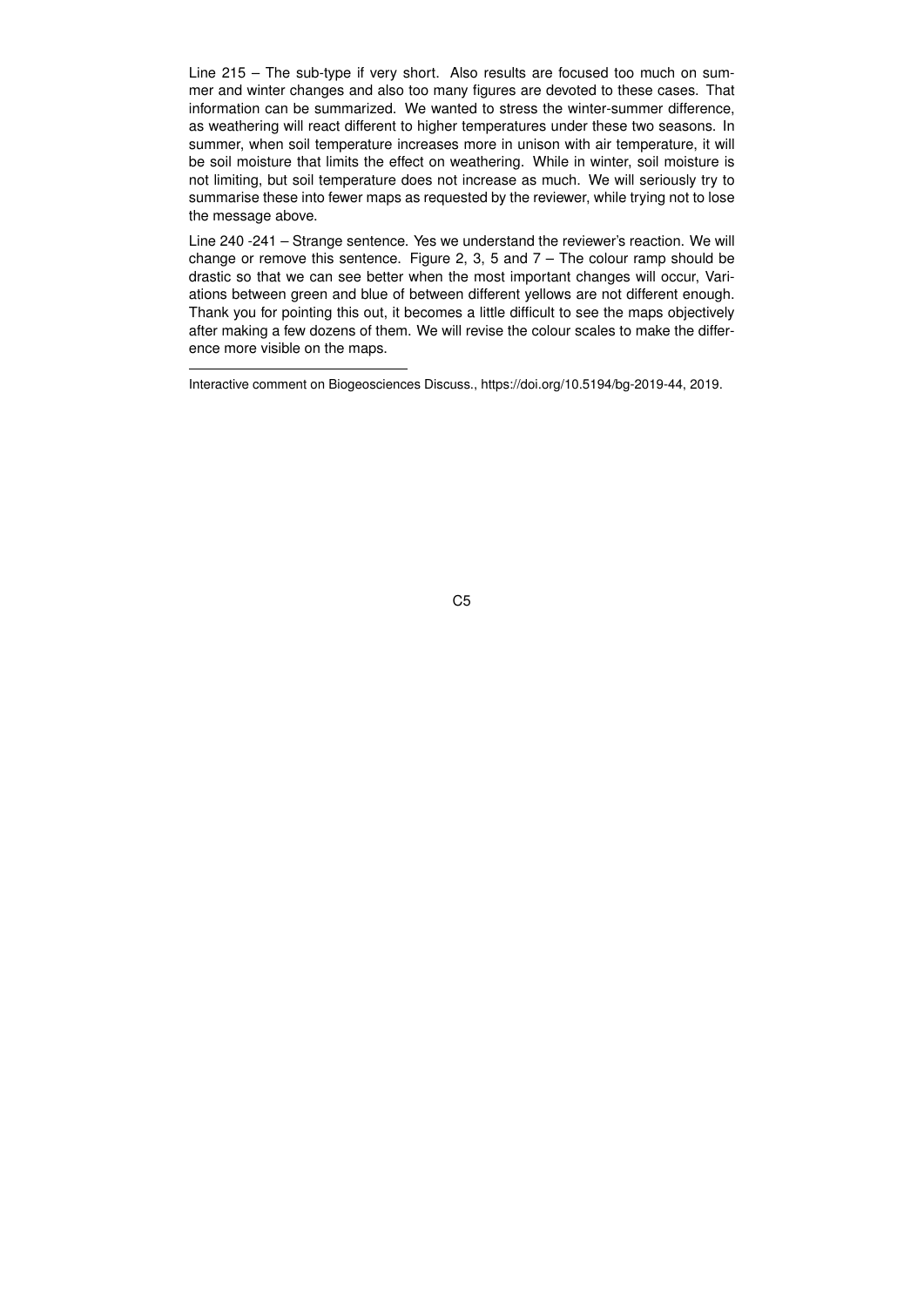Line 215 – The sub-type if very short. Also results are focused too much on summer and winter changes and also too many figures are devoted to these cases. That information can be summarized. We wanted to stress the winter-summer difference, as weathering will react different to higher temperatures under these two seasons. In summer, when soil temperature increases more in unison with air temperature, it will be soil moisture that limits the effect on weathering. While in winter, soil moisture is not limiting, but soil temperature does not increase as much. We will seriously try to summarise these into fewer maps as requested by the reviewer, while trying not to lose the message above.

Line 240 -241 – Strange sentence. Yes we understand the reviewer's reaction. We will change or remove this sentence. Figure 2, 3, 5 and 7 – The colour ramp should be drastic so that we can see better when the most important changes will occur, Variations between green and blue of between different yellows are not different enough. Thank you for pointing this out, it becomes a little difficult to see the maps objectively after making a few dozens of them. We will revise the colour scales to make the difference more visible on the maps.

---

Interactive comment on Biogeosciences Discuss., https://doi.org/10.5194/bg-2019-44, 2019.